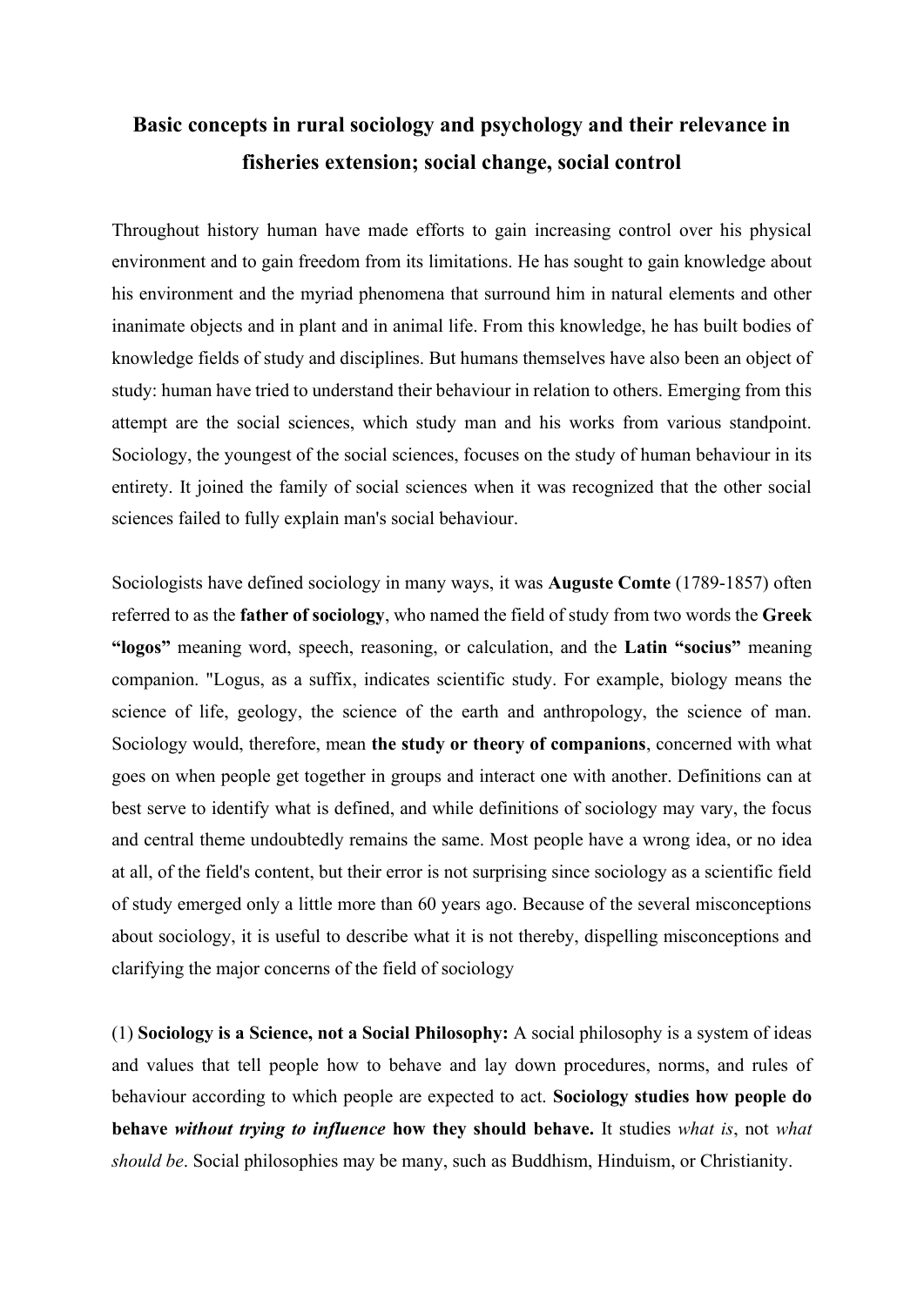# Basic concepts in rural sociology and psychology and their relevance in fisheries extension; social change, social control

Throughout history human have made efforts to gain increasing control over his physical environment and to gain freedom from its limitations. He has sought to gain knowledge about his environment and the myriad phenomena that surround him in natural elements and other inanimate objects and in plant and in animal life. From this knowledge, he has built bodies of knowledge fields of study and disciplines. But humans themselves have also been an object of study: human have tried to understand their behaviour in relation to others. Emerging from this attempt are the social sciences, which study man and his works from various standpoint. Sociology, the youngest of the social sciences, focuses on the study of human behaviour in its entirety. It joined the family of social sciences when it was recognized that the other social sciences failed to fully explain man's social behaviour.

Sociologists have defined sociology in many ways, it was **Auguste Comte** (1789-1857) often referred to as the **father of sociology**, who named the field of study from two words the **Greek "logos"** meaning word, speech, reasoning, or calculation, and the **Latin "socius"** meaning companion. "Logus, as a suffix, indicates scientific study. For example, biology means the science of life, geology, the science of the earth and anthropology, the science of man. Sociology would, therefore, mean **the study or theory of companions**, concerned with what goes on when people get together in groups and interact one with another. Definitions can at best serve to identify what is defined, and while definitions of sociology may vary, the focus and central theme undoubtedly remains the same. Most people have a wrong idea, or no idea at all, of the field's content, but their error is not surprising since sociology as a scientific field of study emerged only a little more than 60 years ago. Because of the several misconceptions about sociology, it is useful to describe what it is not thereby, dispelling misconceptions and clarifying the major concerns of the field of sociology

(1) **Sociology is a Science, not a Social Philosophy:** A social philosophy is a system of ideas and values that tell people how to behave and lay down procedures, norms, and rules of behaviour according to which people are expected to act. **Sociology studies how people do behave *without trying to influence* how they should behave.** It studies *what is*, not *what should be*. Social philosophies may be many, such as Buddhism, Hinduism, or Christianity.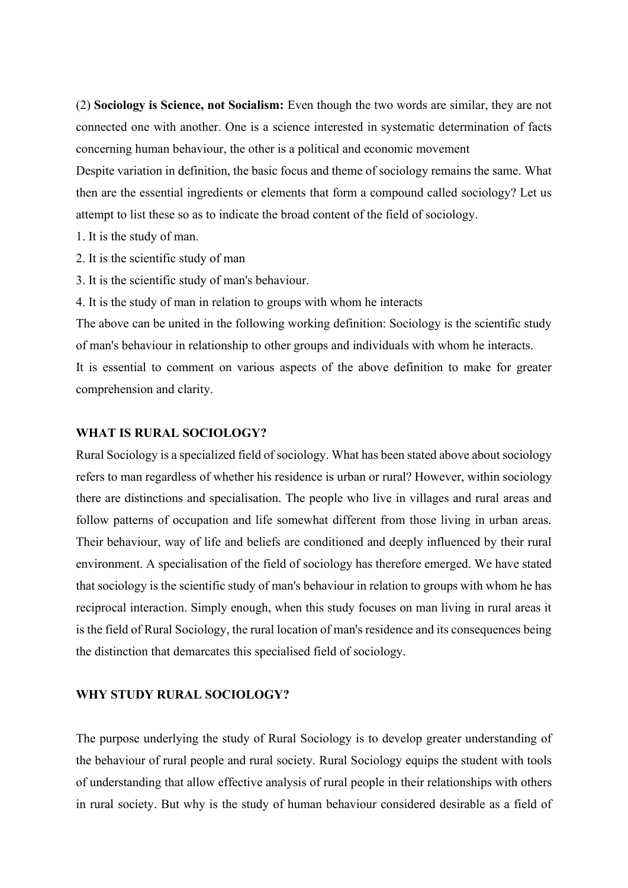(2) **Sociology is Science, not Socialism:** Even though the two words are similar, they are not connected one with another. One is a science interested in systematic determination of facts concerning human behaviour, the other is a political and economic movement

Despite variation in definition, the basic focus and theme of sociology remains the same. What then are the essential ingredients or elements that form a compound called sociology? Let us attempt to list these so as to indicate the broad content of the field of sociology.

1. It is the study of man.
2. It is the scientific study of man
3. It is the scientific study of man's behaviour.
4. It is the study of man in relation to groups with whom he interacts

The above can be united in the following working definition: Sociology is the scientific study of man's behaviour in relationship to other groups and individuals with whom he interacts.

It is essential to comment on various aspects of the above definition to make for greater comprehension and clarity.

## WHAT IS RURAL SOCIOLOGY?

Rural Sociology is a specialized field of sociology. What has been stated above about sociology refers to man regardless of whether his residence is urban or rural? However, within sociology there are distinctions and specialisation. The people who live in villages and rural areas and follow patterns of occupation and life somewhat different from those living in urban areas. Their behaviour, way of life and beliefs are conditioned and deeply influenced by their rural environment. A specialisation of the field of sociology has therefore emerged. We have stated that sociology is the scientific study of man's behaviour in relation to groups with whom he has reciprocal interaction. Simply enough, when this study focuses on man living in rural areas it is the field of Rural Sociology, the rural location of man's residence and its consequences being the distinction that demarcates this specialised field of sociology.

## WHY STUDY RURAL SOCIOLOGY?

The purpose underlying the study of Rural Sociology is to develop greater understanding of the behaviour of rural people and rural society. Rural Sociology equips the student with tools of understanding that allow effective analysis of rural people in their relationships with others in rural society. But why is the study of human behaviour considered desirable as a field of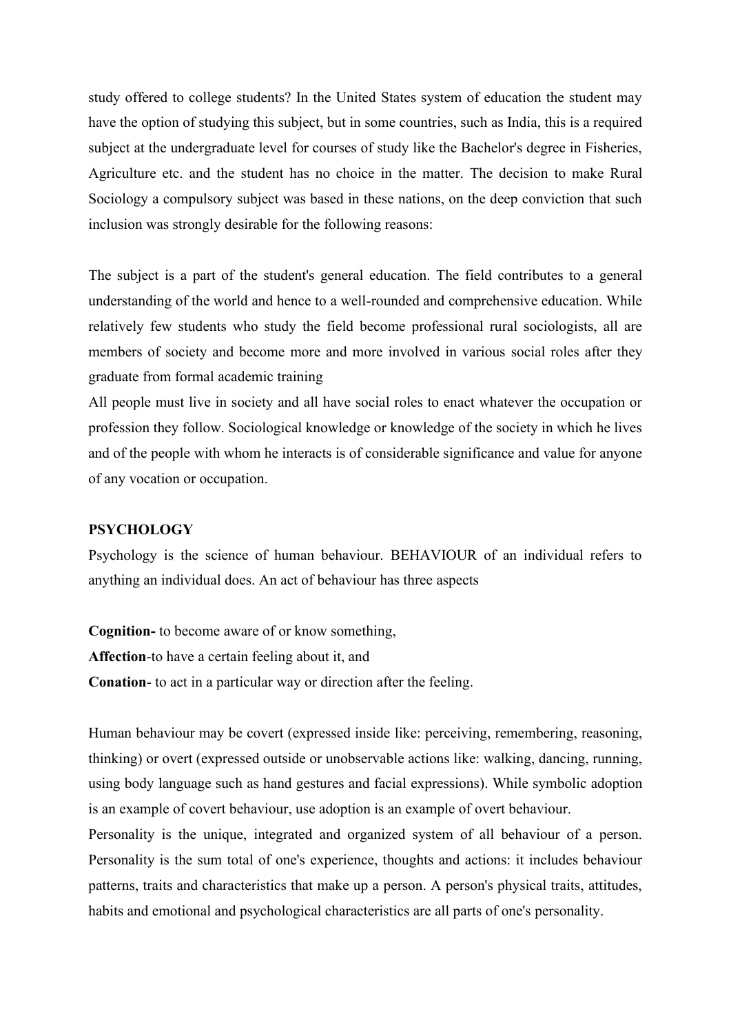study offered to college students? In the United States system of education the student may have the option of studying this subject, but in some countries, such as India, this is a required subject at the undergraduate level for courses of study like the Bachelor's degree in Fisheries, Agriculture etc. and the student has no choice in the matter. The decision to make Rural Sociology a compulsory subject was based in these nations, on the deep conviction that such inclusion was strongly desirable for the following reasons:

The subject is a part of the student's general education. The field contributes to a general understanding of the world and hence to a well-rounded and comprehensive education. While relatively few students who study the field become professional rural sociologists, all are members of society and become more and more involved in various social roles after they graduate from formal academic training

All people must live in society and all have social roles to enact whatever the occupation or profession they follow. Sociological knowledge or knowledge of the society in which he lives and of the people with whom he interacts is of considerable significance and value for anyone of any vocation or occupation.

**PSYCHOLOGY**

Psychology is the science of human behaviour. BEHAVIOUR of an individual refers to anything an individual does. An act of behaviour has three aspects

**Cognition-** to become aware of or know something,

**Affection**-to have a certain feeling about it, and

**Conation**- to act in a particular way or direction after the feeling.

Human behaviour may be covert (expressed inside like: perceiving, remembering, reasoning, thinking) or overt (expressed outside or unobservable actions like: walking, dancing, running, using body language such as hand gestures and facial expressions). While symbolic adoption is an example of covert behaviour, use adoption is an example of overt behaviour.

Personality is the unique, integrated and organized system of all behaviour of a person. Personality is the sum total of one's experience, thoughts and actions: it includes behaviour patterns, traits and characteristics that make up a person. A person's physical traits, attitudes, habits and emotional and psychological characteristics are all parts of one's personality.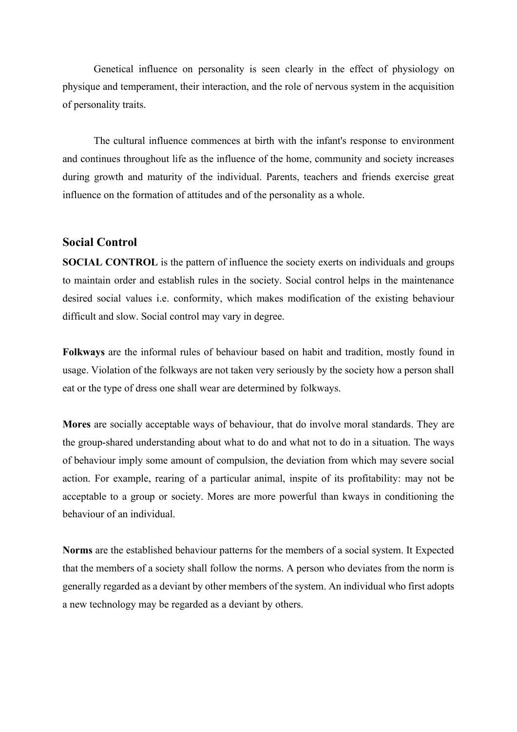Genetical influence on personality is seen clearly in the effect of physiology on physique and temperament, their interaction, and the role of nervous system in the acquisition of personality traits.

The cultural influence commences at birth with the infant's response to environment and continues throughout life as the influence of the home, community and society increases during growth and maturity of the individual. Parents, teachers and friends exercise great influence on the formation of attitudes and of the personality as a whole.

## Social Control

**SOCIAL CONTROL** is the pattern of influence the society exerts on individuals and groups to maintain order and establish rules in the society. Social control helps in the maintenance desired social values i.e. conformity, which makes modification of the existing behaviour difficult and slow. Social control may vary in degree.

**Folkways** are the informal rules of behaviour based on habit and tradition, mostly found in usage. Violation of the folkways are not taken very seriously by the society how a person shall eat or the type of dress one shall wear are determined by folkways.

**Mores** are socially acceptable ways of behaviour, that do involve moral standards. They are the group-shared understanding about what to do and what not to do in a situation. The ways of behaviour imply some amount of compulsion, the deviation from which may severe social action. For example, rearing of a particular animal, inspite of its profitability: may not be acceptable to a group or society. Mores are more powerful than kways in conditioning the behaviour of an individual.

**Norms** are the established behaviour patterns for the members of a social system. It Expected that the members of a society shall follow the norms. A person who deviates from the norm is generally regarded as a deviant by other members of the system. An individual who first adopts a new technology may be regarded as a deviant by others.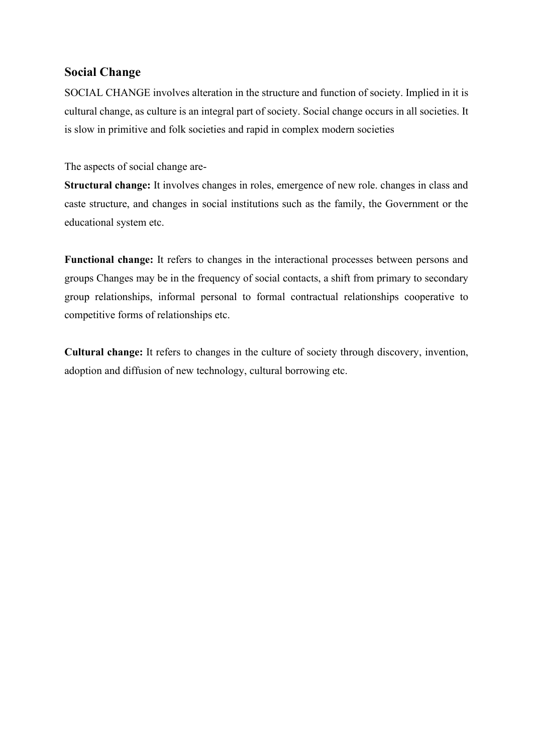## Social Change

SOCIAL CHANGE involves alteration in the structure and function of society. Implied in it is cultural change, as culture is an integral part of society. Social change occurs in all societies. It is slow in primitive and folk societies and rapid in complex modern societies

The aspects of social change are-

**Structural change:** It involves changes in roles, emergence of new role. changes in class and caste structure, and changes in social institutions such as the family, the Government or the educational system etc.

**Functional change:** It refers to changes in the interactional processes between persons and groups Changes may be in the frequency of social contacts, a shift from primary to secondary group relationships, informal personal to formal contractual relationships cooperative to competitive forms of relationships etc.

**Cultural change:** It refers to changes in the culture of society through discovery, invention, adoption and diffusion of new technology, cultural borrowing etc.